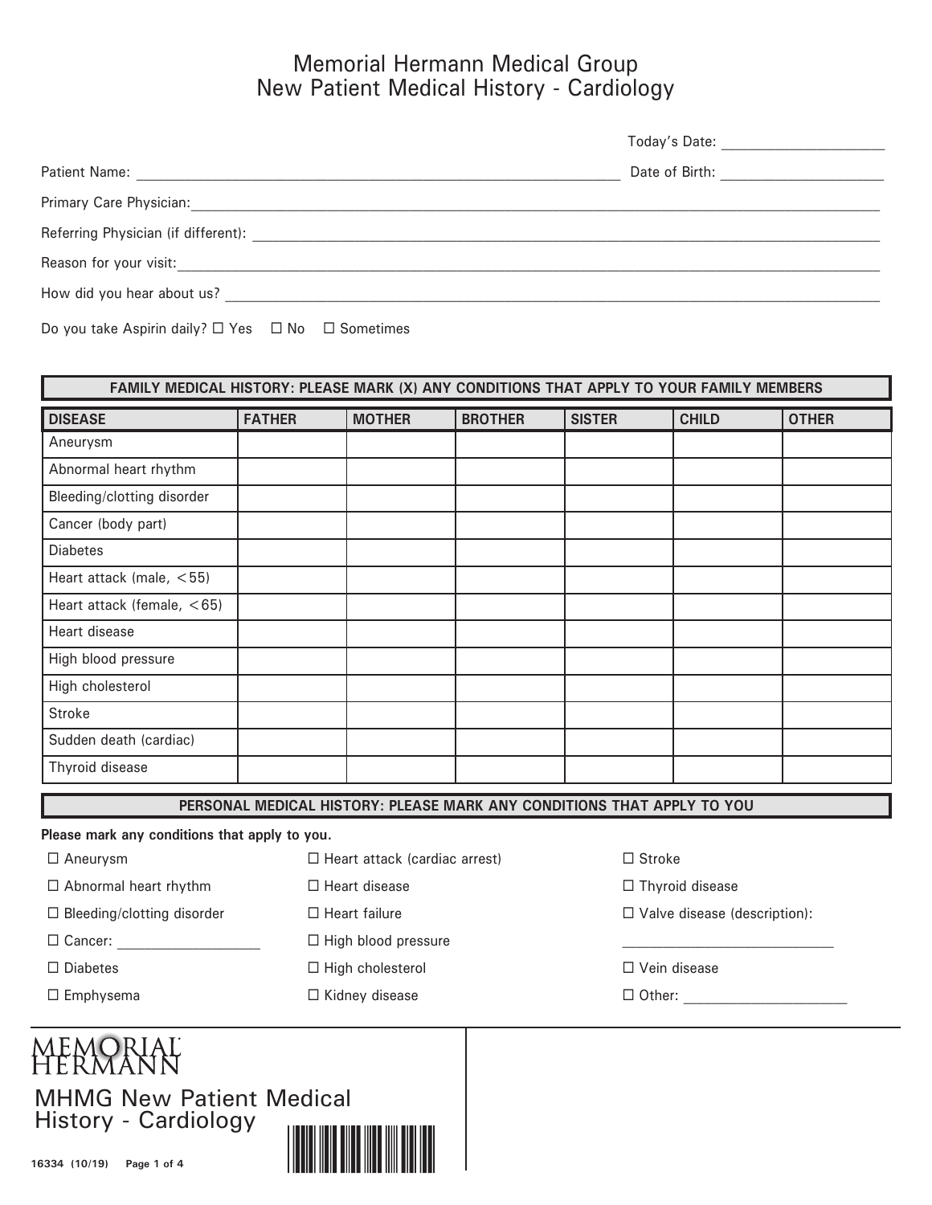# Memorial Hermann Medical Group
## New Patient Medical History - Cardiology

Today's Date: ____________________

Patient Name: ____________________________________________________________ Date of Birth: ____________________

Primary Care Physician: ____________________________________________________________

Referring Physician (if different): ____________________________________________________________

Reason for your visit: ____________________________________________________________

How did you hear about us? ____________________________________________________________

Do you take Aspirin daily? ☐ Yes ☐ No ☐ Sometimes

**FAMILY MEDICAL HISTORY: PLEASE MARK (X) ANY CONDITIONS THAT APPLY TO YOUR FAMILY MEMBERS**

| DISEASE | FATHER | MOTHER | BROTHER | SISTER | CHILD | OTHER |
|---|---|---|---|---|---|---|
| Aneurysm | | | | | | |
| Abnormal heart rhythm | | | | | | |
| Bleeding/clotting disorder | | | | | | |
| Cancer (body part) | | | | | | |
| Diabetes | | | | | | |
| Heart attack (male, <55) | | | | | | |
| Heart attack (female, <65) | | | | | | |
| Heart disease | | | | | | |
| High blood pressure | | | | | | |
| High cholesterol | | | | | | |
| Stroke | | | | | | |
| Sudden death (cardiac) | | | | | | |
| Thyroid disease | | | | | | |

**PERSONAL MEDICAL HISTORY: PLEASE MARK ANY CONDITIONS THAT APPLY TO YOU**

**Please mark any conditions that apply to you.**

- ☐ Aneurysm
- ☐ Abnormal heart rhythm
- ☐ Bleeding/clotting disorder
- ☐ Cancer: ____________________
- ☐ Diabetes
- ☐ Emphysema
- ☐ Heart attack (cardiac arrest)
- ☐ Heart disease
- ☐ Heart failure
- ☐ High blood pressure
- ☐ High cholesterol
- ☐ Kidney disease
- ☐ Stroke
- ☐ Thyroid disease
- ☐ Valve disease (description): ____________________________
- ☐ Vein disease
- ☐ Other: ______________________

MEMORIAL HERMANN

MHMG New Patient Medical History - Cardiology

16334 (10/19)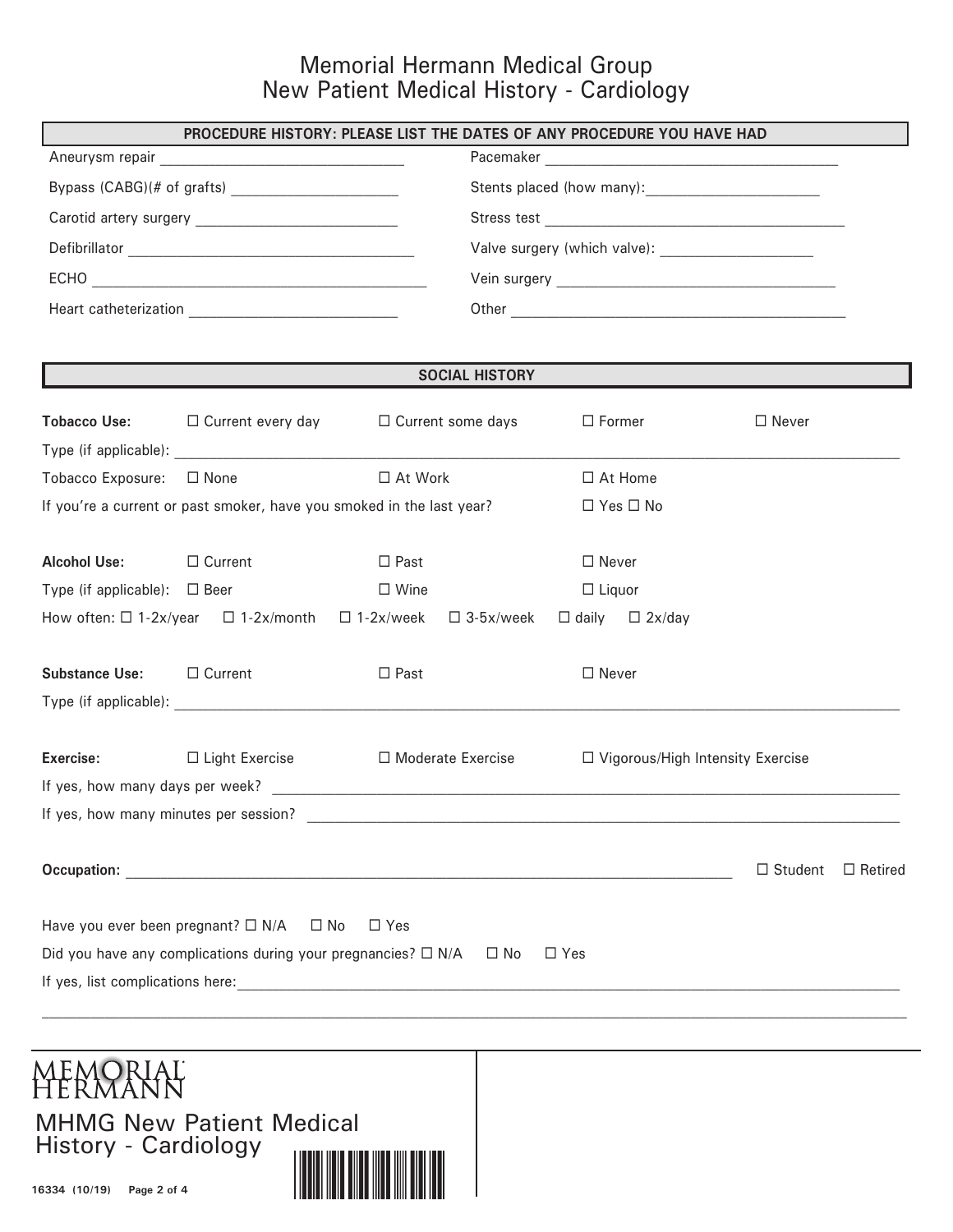# Memorial Hermann Medical Group
# New Patient Medical History - Cardiology

## PROCEDURE HISTORY: PLEASE LIST THE DATES OF ANY PROCEDURE YOU HAVE HAD

Aneurysm repair ______________________________

Bypass (CABG)(# of grafts) ____________________

Carotid artery surgery _________________________

Defibrillator ___________________________________

ECHO __________________________________________

Heart catheterization _________________________

Pacemaker _____________________________________

Stents placed (how many):_____________________

Stress test _____________________________________

Valve surgery (which valve): ___________________

Vein surgery ___________________________________

Other __________________________________________

## SOCIAL HISTORY

**Tobacco Use:** ☐ Current every day ☐ Current some days ☐ Former ☐ Never

Type (if applicable): ____________________________________________

Tobacco Exposure: ☐ None ☐ At Work ☐ At Home

If you're a current or past smoker, have you smoked in the last year? ☐ Yes ☐ No

**Alcohol Use:** ☐ Current ☐ Past ☐ Never

Type (if applicable): ☐ Beer ☐ Wine ☐ Liquor

How often: ☐ 1-2x/year ☐ 1-2x/month ☐ 1-2x/week ☐ 3-5x/week ☐ daily ☐ 2x/day

**Substance Use:** ☐ Current ☐ Past ☐ Never

Type (if applicable): ____________________________________________

**Exercise:** ☐ Light Exercise ☐ Moderate Exercise ☐ Vigorous/High Intensity Exercise

If yes, how many days per week? ____________________________________________

If yes, how many minutes per session? ____________________________________________

**Occupation:** ____________________________________________ ☐ Student ☐ Retired

Have you ever been pregnant? ☐ N/A ☐ No ☐ Yes

Did you have any complications during your pregnancies? ☐ N/A ☐ No ☐ Yes

If yes, list complications here:____________________________________________

____________________________________________________________________

MEMORIAL HERMANN

MHMG New Patient Medical History - Cardiology

16334 (10/19)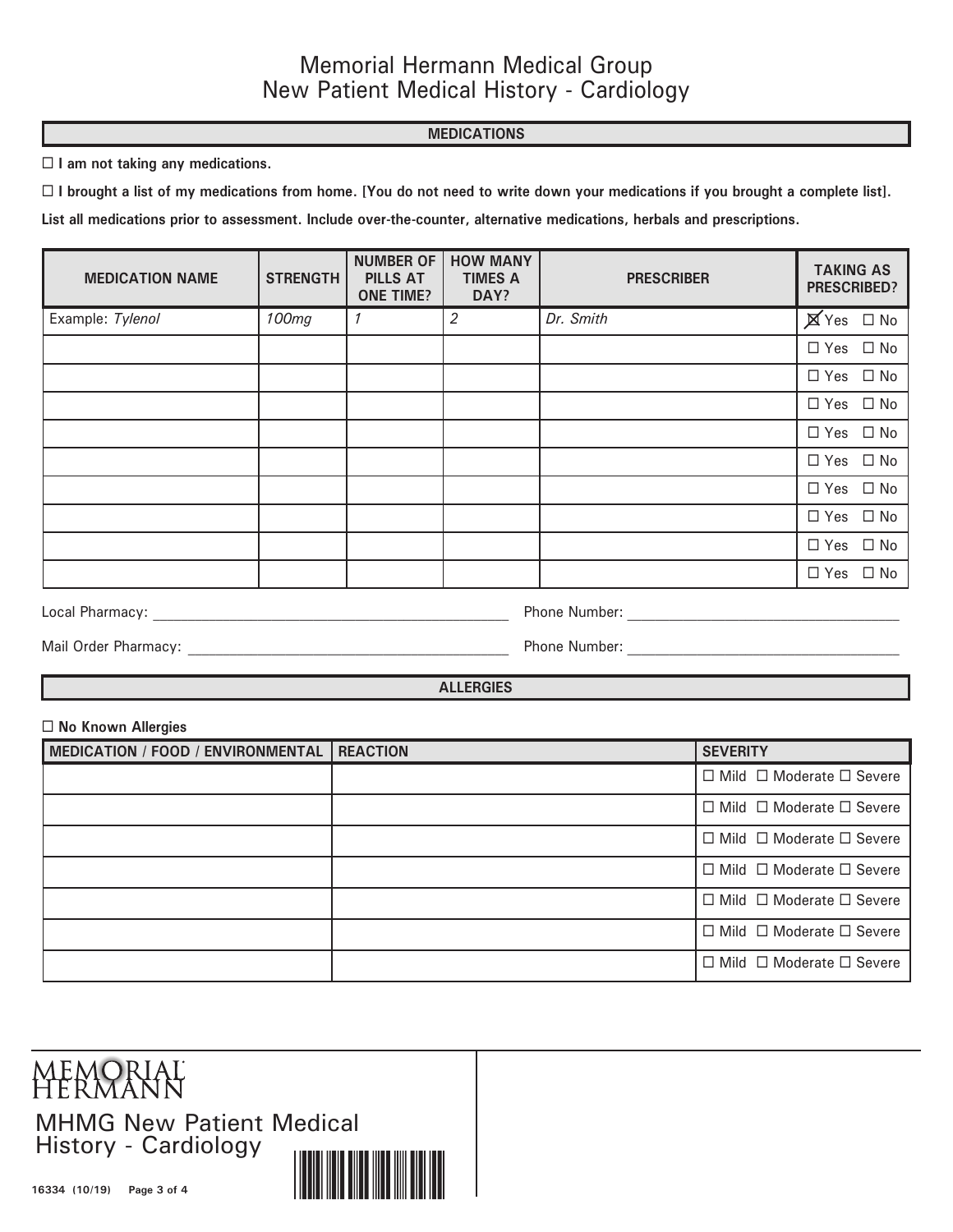# Memorial Hermann Medical Group
## New Patient Medical History - Cardiology

### MEDICATIONS

☐ **I am not taking any medications.**

☐ **I brought a list of my medications from home. [You do not need to write down your medications if you brought a complete list].**

**List all medications prior to assessment. Include over-the-counter, alternative medications, herbals and prescriptions.**

| MEDICATION NAME | STRENGTH | NUMBER OF PILLS AT ONE TIME? | HOW MANY TIMES A DAY? | PRESCRIBER | TAKING AS PRESCRIBED? |
|---|---|---|---|---|---|
| Example: *Tylenol* | *100mg* | *1* | *2* | *Dr. Smith* | ☒ Yes ☐ No |
| | | | | | ☐ Yes ☐ No |
| | | | | | ☐ Yes ☐ No |
| | | | | | ☐ Yes ☐ No |
| | | | | | ☐ Yes ☐ No |
| | | | | | ☐ Yes ☐ No |
| | | | | | ☐ Yes ☐ No |
| | | | | | ☐ Yes ☐ No |
| | | | | | ☐ Yes ☐ No |
| | | | | | ☐ Yes ☐ No |

Local Pharmacy: ______________________________ Phone Number: ______________________________

Mail Order Pharmacy: ______________________________ Phone Number: ______________________________

### ALLERGIES

☐ **No Known Allergies**

| MEDICATION / FOOD / ENVIRONMENTAL | REACTION | SEVERITY |
|---|---|---|
| | | ☐ Mild ☐ Moderate ☐ Severe |
| | | ☐ Mild ☐ Moderate ☐ Severe |
| | | ☐ Mild ☐ Moderate ☐ Severe |
| | | ☐ Mild ☐ Moderate ☐ Severe |
| | | ☐ Mild ☐ Moderate ☐ Severe |
| | | ☐ Mild ☐ Moderate ☐ Severe |
| | | ☐ Mild ☐ Moderate ☐ Severe |

MEMORIAL HERMANN

MHMG New Patient Medical History - Cardiology

**16334 (10/19)**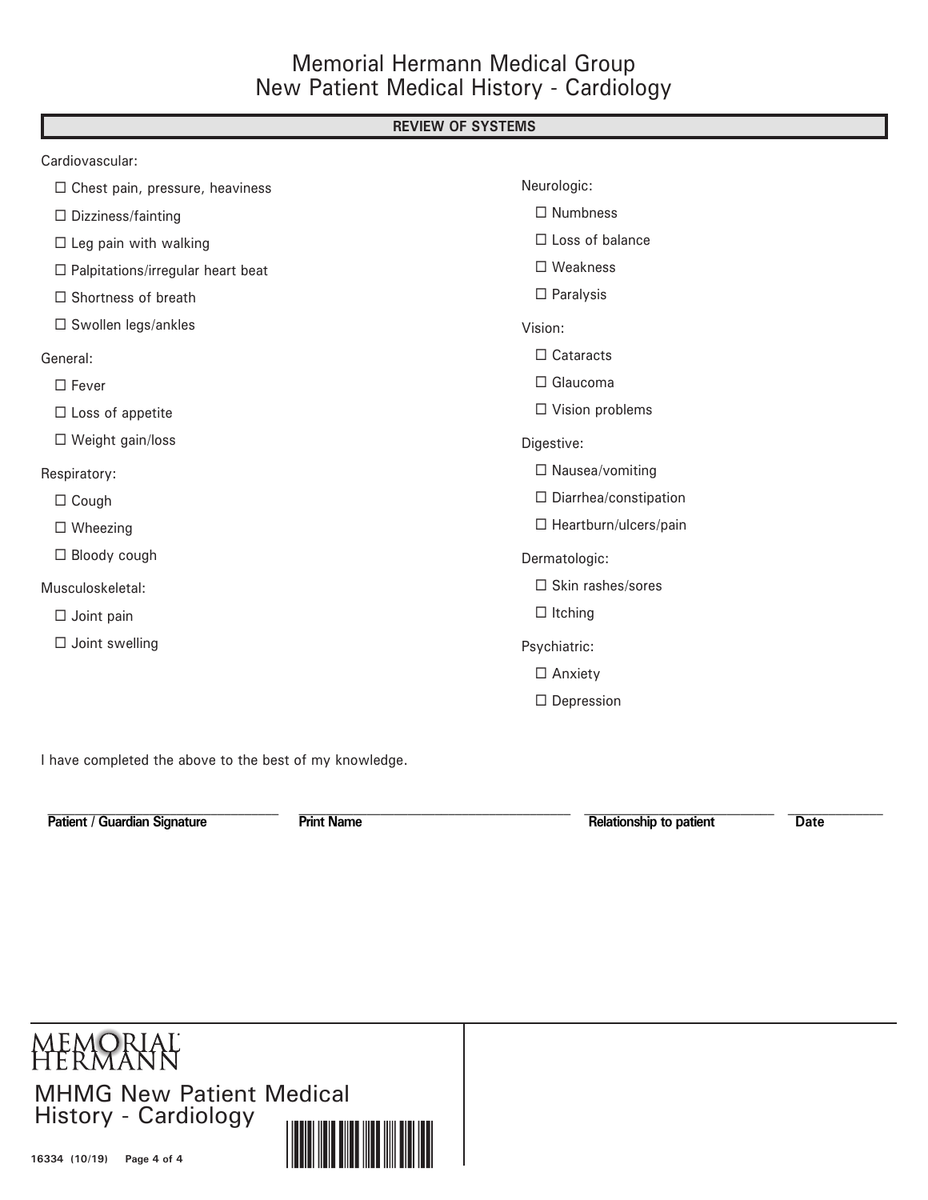# Memorial Hermann Medical Group
## New Patient Medical History - Cardiology

### REVIEW OF SYSTEMS

Cardiovascular:

- ☐ Chest pain, pressure, heaviness
- ☐ Dizziness/fainting
- ☐ Leg pain with walking
- ☐ Palpitations/irregular heart beat
- ☐ Shortness of breath
- ☐ Swollen legs/ankles

General:

- ☐ Fever
- ☐ Loss of appetite
- ☐ Weight gain/loss

Respiratory:

- ☐ Cough
- ☐ Wheezing
- ☐ Bloody cough

Musculoskeletal:

- ☐ Joint pain
- ☐ Joint swelling

Neurologic:

- ☐ Numbness
- ☐ Loss of balance
- ☐ Weakness
- ☐ Paralysis

Vision:

- ☐ Cataracts
- ☐ Glaucoma
- ☐ Vision problems

Digestive:

- ☐ Nausea/vomiting
- ☐ Diarrhea/constipation
- ☐ Heartburn/ulcers/pain

Dermatologic:

- ☐ Skin rashes/sores
- ☐ Itching

Psychiatric:

- ☐ Anxiety
- ☐ Depression

I have completed the above to the best of my knowledge.

| **Patient / Guardian Signature** | **Print Name** | **Relationship to patient** | **Date** |
|---|---|---|---|
| | | | |

MEMORIAL HERMANN

MHMG New Patient Medical History - Cardiology

16334 (10/19)